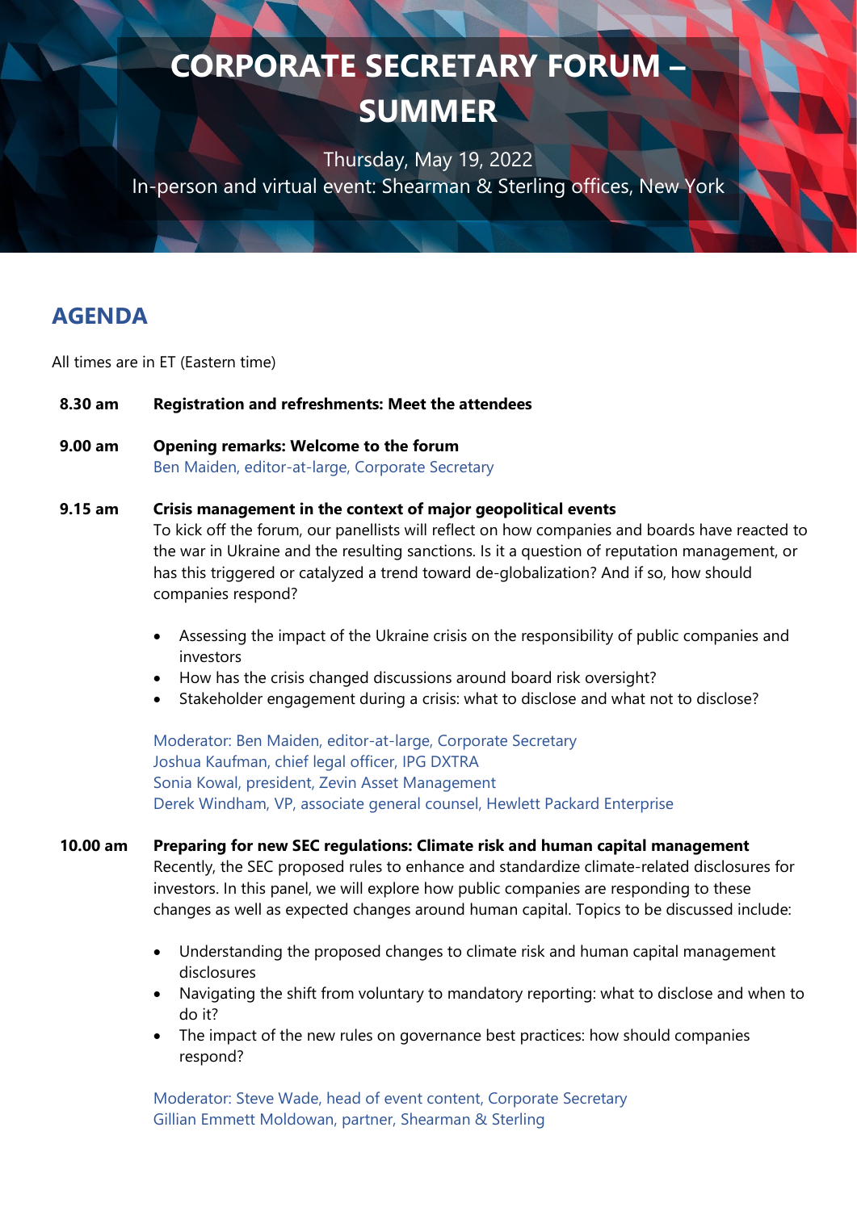# CORPORATE SECRETARY FORUM – SUMMER

Thursday, May 19, 2022

In-person and virtual event: Shearman & Sterling offices, New York

## AGENDA

All times are in ET (Eastern time)

**8.30 am** **Registration and refreshments: Meet the attendees**

**9.00 am** **Opening remarks: Welcome to the forum**

Ben Maiden, editor-at-large, Corporate Secretary

**9.15 am** **Crisis management in the context of major geopolitical events**

To kick off the forum, our panellists will reflect on how companies and boards have reacted to the war in Ukraine and the resulting sanctions. Is it a question of reputation management, or has this triggered or catalyzed a trend toward de-globalization? And if so, how should companies respond?

- Assessing the impact of the Ukraine crisis on the responsibility of public companies and investors
- How has the crisis changed discussions around board risk oversight?
- Stakeholder engagement during a crisis: what to disclose and what not to disclose?

Moderator: Ben Maiden, editor-at-large, Corporate Secretary
Joshua Kaufman, chief legal officer, IPG DXTRA
Sonia Kowal, president, Zevin Asset Management
Derek Windham, VP, associate general counsel, Hewlett Packard Enterprise

**10.00 am** **Preparing for new SEC regulations: Climate risk and human capital management**

Recently, the SEC proposed rules to enhance and standardize climate-related disclosures for investors. In this panel, we will explore how public companies are responding to these changes as well as expected changes around human capital. Topics to be discussed include:

- Understanding the proposed changes to climate risk and human capital management disclosures
- Navigating the shift from voluntary to mandatory reporting: what to disclose and when to do it?
- The impact of the new rules on governance best practices: how should companies respond?

Moderator: Steve Wade, head of event content, Corporate Secretary
Gillian Emmett Moldowan, partner, Shearman & Sterling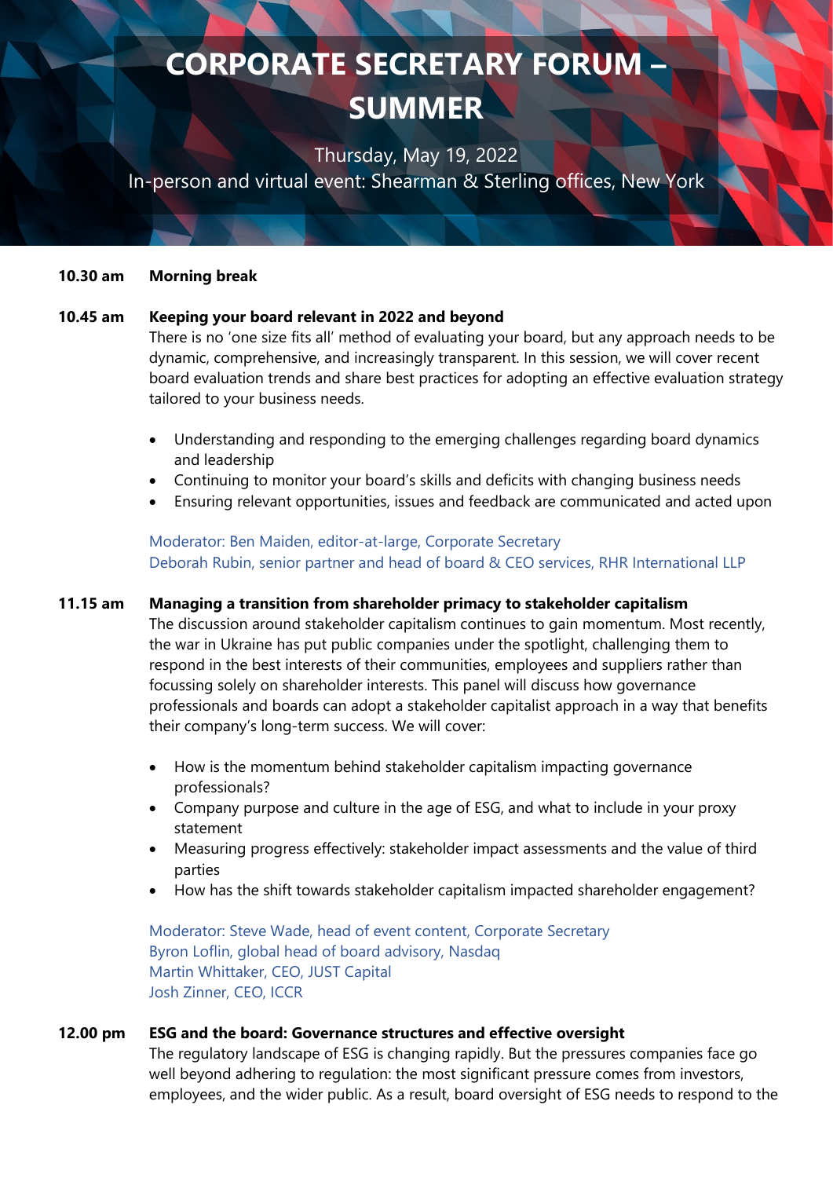# CORPORATE SECRETARY FORUM – SUMMER

Thursday, May 19, 2022
In-person and virtual event: Shearman & Sterling offices, New York

**10.30 am** **Morning break**

**10.45 am** **Keeping your board relevant in 2022 and beyond**

There is no 'one size fits all' method of evaluating your board, but any approach needs to be dynamic, comprehensive, and increasingly transparent. In this session, we will cover recent board evaluation trends and share best practices for adopting an effective evaluation strategy tailored to your business needs.

- Understanding and responding to the emerging challenges regarding board dynamics and leadership
- Continuing to monitor your board's skills and deficits with changing business needs
- Ensuring relevant opportunities, issues and feedback are communicated and acted upon

Moderator: Ben Maiden, editor-at-large, Corporate Secretary
Deborah Rubin, senior partner and head of board & CEO services, RHR International LLP

**11.15 am** **Managing a transition from shareholder primacy to stakeholder capitalism**

The discussion around stakeholder capitalism continues to gain momentum. Most recently, the war in Ukraine has put public companies under the spotlight, challenging them to respond in the best interests of their communities, employees and suppliers rather than focussing solely on shareholder interests. This panel will discuss how governance professionals and boards can adopt a stakeholder capitalist approach in a way that benefits their company's long-term success. We will cover:

- How is the momentum behind stakeholder capitalism impacting governance professionals?
- Company purpose and culture in the age of ESG, and what to include in your proxy statement
- Measuring progress effectively: stakeholder impact assessments and the value of third parties
- How has the shift towards stakeholder capitalism impacted shareholder engagement?

Moderator: Steve Wade, head of event content, Corporate Secretary
Byron Loflin, global head of board advisory, Nasdaq
Martin Whittaker, CEO, JUST Capital
Josh Zinner, CEO, ICCR

**12.00 pm** **ESG and the board: Governance structures and effective oversight**

The regulatory landscape of ESG is changing rapidly. But the pressures companies face go well beyond adhering to regulation: the most significant pressure comes from investors, employees, and the wider public. As a result, board oversight of ESG needs to respond to the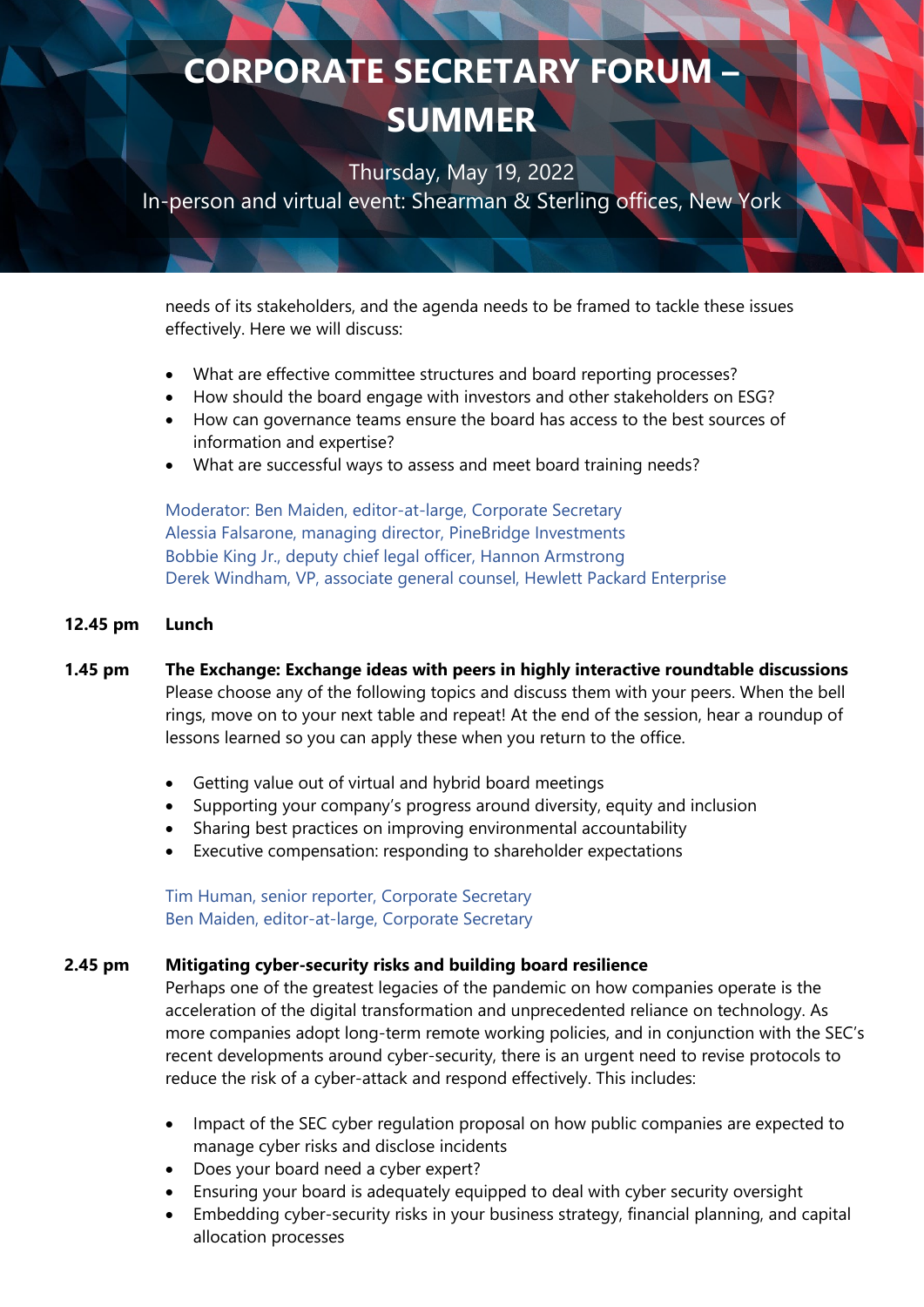needs of its stakeholders, and the agenda needs to be framed to tackle these issues effectively. Here we will discuss:

- What are effective committee structures and board reporting processes?
- How should the board engage with investors and other stakeholders on ESG?
- How can governance teams ensure the board has access to the best sources of information and expertise?
- What are successful ways to assess and meet board training needs?

Moderator: Ben Maiden, editor-at-large, Corporate Secretary
Alessia Falsarone, managing director, PineBridge Investments
Bobbie King Jr., deputy chief legal officer, Hannon Armstrong
Derek Windham, VP, associate general counsel, Hewlett Packard Enterprise

**12.45 pm** **Lunch**

**1.45 pm** **The Exchange: Exchange ideas with peers in highly interactive roundtable discussions**
Please choose any of the following topics and discuss them with your peers. When the bell rings, move on to your next table and repeat! At the end of the session, hear a roundup of lessons learned so you can apply these when you return to the office.

- Getting value out of virtual and hybrid board meetings
- Supporting your company's progress around diversity, equity and inclusion
- Sharing best practices on improving environmental accountability
- Executive compensation: responding to shareholder expectations

Tim Human, senior reporter, Corporate Secretary
Ben Maiden, editor-at-large, Corporate Secretary

**2.45 pm** **Mitigating cyber-security risks and building board resilience**
Perhaps one of the greatest legacies of the pandemic on how companies operate is the acceleration of the digital transformation and unprecedented reliance on technology. As more companies adopt long-term remote working policies, and in conjunction with the SEC's recent developments around cyber-security, there is an urgent need to revise protocols to reduce the risk of a cyber-attack and respond effectively. This includes:

- Impact of the SEC cyber regulation proposal on how public companies are expected to manage cyber risks and disclose incidents
- Does your board need a cyber expert?
- Ensuring your board is adequately equipped to deal with cyber security oversight
- Embedding cyber-security risks in your business strategy, financial planning, and capital allocation processes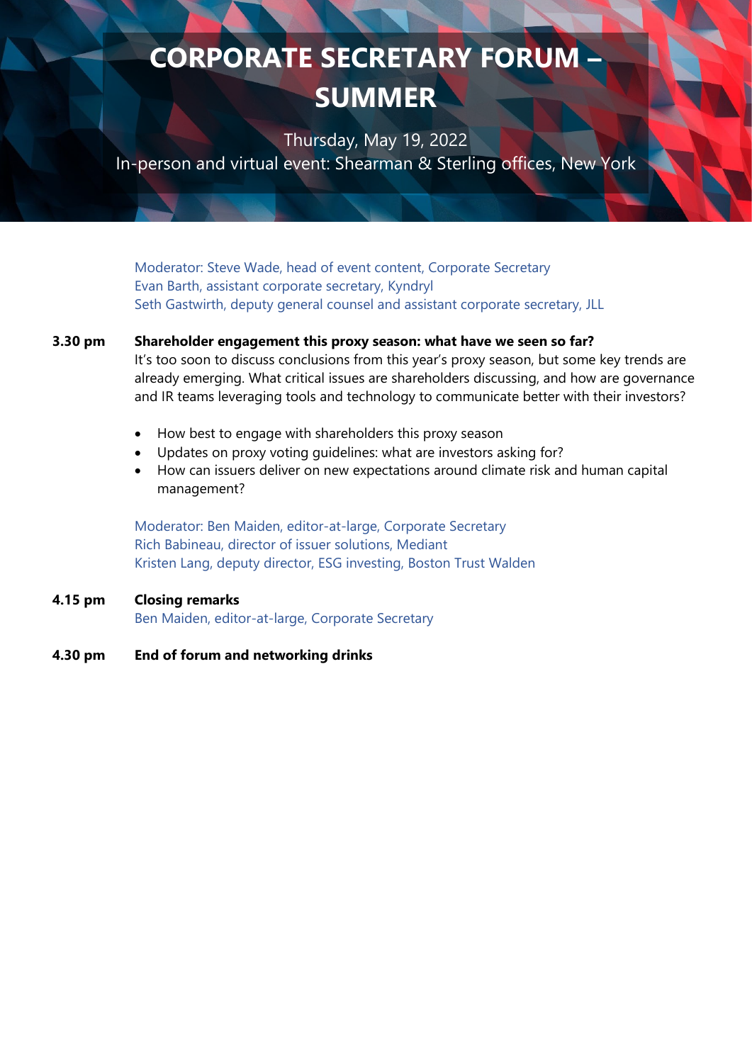# CORPORATE SECRETARY FORUM – SUMMER

Thursday, May 19, 2022
In-person and virtual event: Shearman & Sterling offices, New York

Moderator: Steve Wade, head of event content, Corporate Secretary
Evan Barth, assistant corporate secretary, Kyndryl
Seth Gastwirth, deputy general counsel and assistant corporate secretary, JLL

**3.30 pm** **Shareholder engagement this proxy season: what have we seen so far?**

It's too soon to discuss conclusions from this year's proxy season, but some key trends are already emerging. What critical issues are shareholders discussing, and how are governance and IR teams leveraging tools and technology to communicate better with their investors?

- How best to engage with shareholders this proxy season
- Updates on proxy voting guidelines: what are investors asking for?
- How can issuers deliver on new expectations around climate risk and human capital management?

Moderator: Ben Maiden, editor-at-large, Corporate Secretary
Rich Babineau, director of issuer solutions, Mediant
Kristen Lang, deputy director, ESG investing, Boston Trust Walden

**4.15 pm** **Closing remarks**

Ben Maiden, editor-at-large, Corporate Secretary

**4.30 pm** **End of forum and networking drinks**